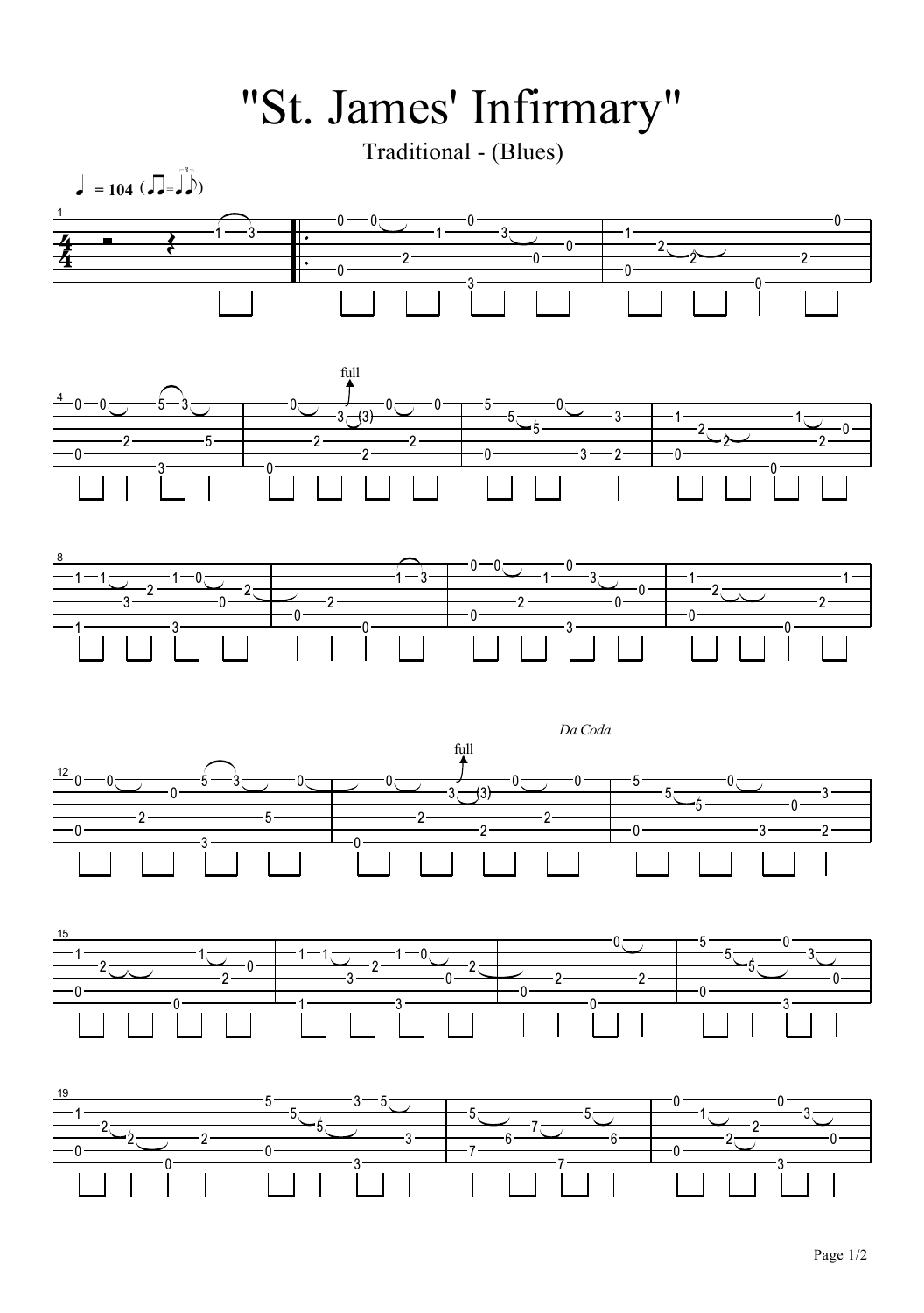# "St. James' Infirmary"

Traditional - (Blues)

♩ = 104

*Da Coda*